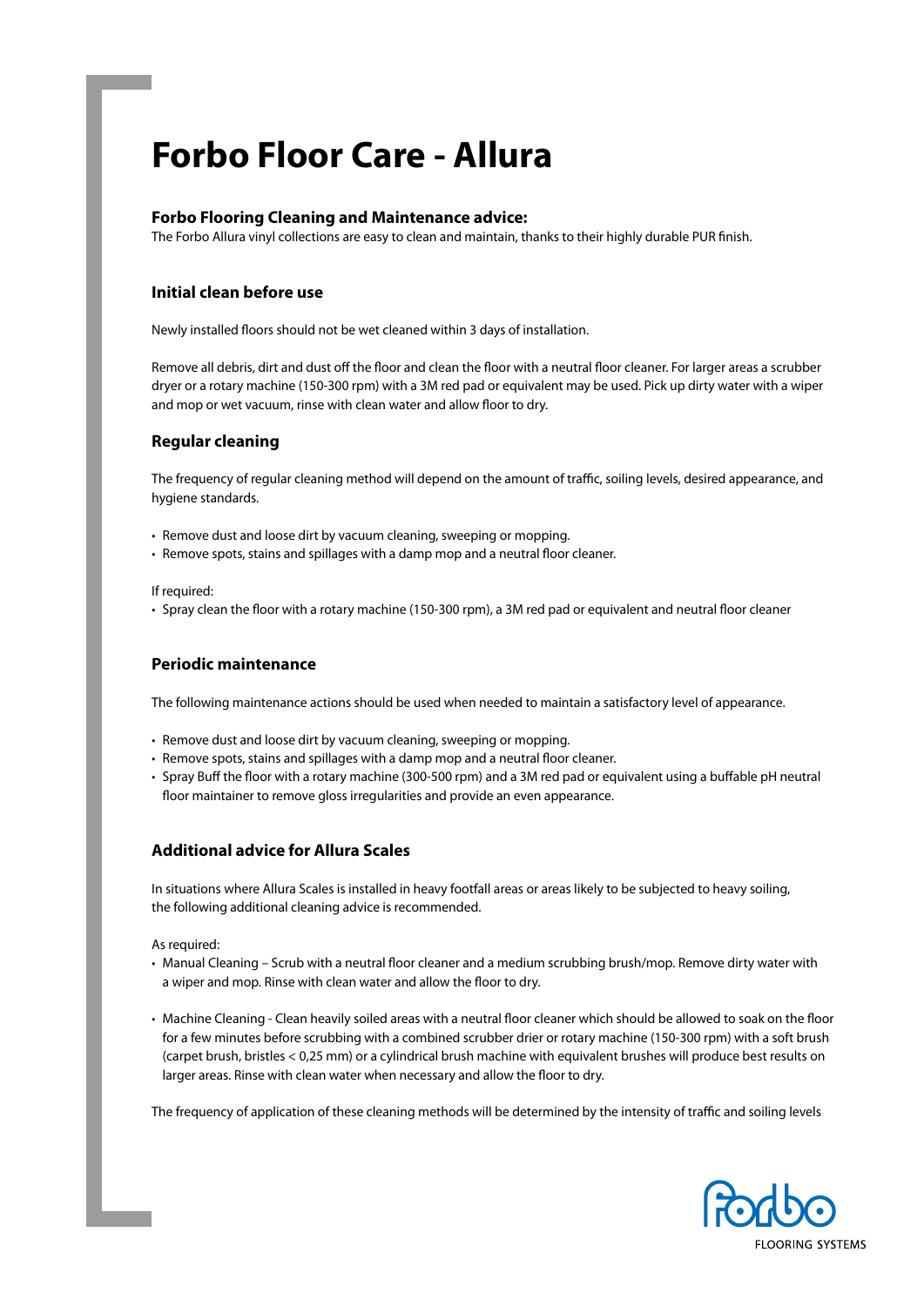# Forbo Floor Care - Allura

### Forbo Flooring Cleaning and Maintenance advice:

The Forbo Allura vinyl collections are easy to clean and maintain, thanks to their highly durable PUR finish.

### Initial clean before use

Newly installed floors should not be wet cleaned within 3 days of installation.

Remove all debris, dirt and dust off the floor and clean the floor with a neutral floor cleaner. For larger areas a scrubber dryer or a rotary machine (150-300 rpm) with a 3M red pad or equivalent may be used. Pick up dirty water with a wiper and mop or wet vacuum, rinse with clean water and allow floor to dry.

### Regular cleaning

The frequency of regular cleaning method will depend on the amount of traffic, soiling levels, desired appearance, and hygiene standards.

- Remove dust and loose dirt by vacuum cleaning, sweeping or mopping.
- Remove spots, stains and spillages with a damp mop and a neutral floor cleaner.

If required:

- Spray clean the floor with a rotary machine (150-300 rpm), a 3M red pad or equivalent and neutral floor cleaner

### Periodic maintenance

The following maintenance actions should be used when needed to maintain a satisfactory level of appearance.

- Remove dust and loose dirt by vacuum cleaning, sweeping or mopping.
- Remove spots, stains and spillages with a damp mop and a neutral floor cleaner.
- Spray Buff the floor with a rotary machine (300-500 rpm) and a 3M red pad or equivalent using a buffable pH neutral floor maintainer to remove gloss irregularities and provide an even appearance.

### Additional advice for Allura Scales

In situations where Allura Scales is installed in heavy footfall areas or areas likely to be subjected to heavy soiling, the following additional cleaning advice is recommended.

As required:

- Manual Cleaning – Scrub with a neutral floor cleaner and a medium scrubbing brush/mop. Remove dirty water with a wiper and mop. Rinse with clean water and allow the floor to dry.

- Machine Cleaning - Clean heavily soiled areas with a neutral floor cleaner which should be allowed to soak on the floor for a few minutes before scrubbing with a combined scrubber drier or rotary machine (150-300 rpm) with a soft brush (carpet brush, bristles < 0,25 mm) or a cylindrical brush machine with equivalent brushes will produce best results on larger areas. Rinse with clean water when necessary and allow the floor to dry.

The frequency of application of these cleaning methods will be determined by the intensity of traffic and soiling levels

forbo FLOORING SYSTEMS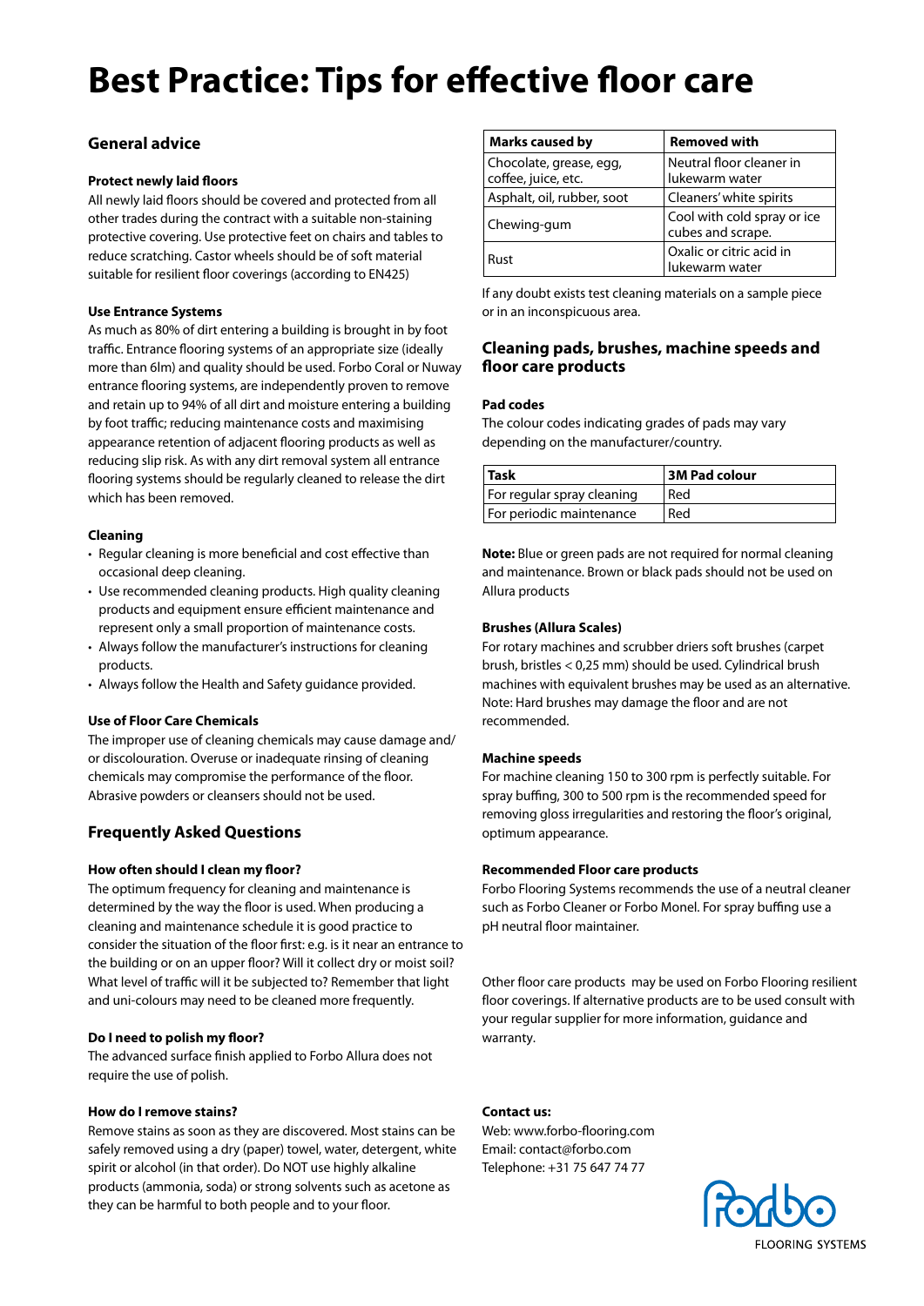# Best Practice: Tips for effective floor care

## General advice

### Protect newly laid floors

All newly laid floors should be covered and protected from all other trades during the contract with a suitable non-staining protective covering. Use protective feet on chairs and tables to reduce scratching. Castor wheels should be of soft material suitable for resilient floor coverings (according to EN425)

### Use Entrance Systems

As much as 80% of dirt entering a building is brought in by foot traffic. Entrance flooring systems of an appropriate size (ideally more than 6lm) and quality should be used. Forbo Coral or Nuway entrance flooring systems, are independently proven to remove and retain up to 94% of all dirt and moisture entering a building by foot traffic; reducing maintenance costs and maximising appearance retention of adjacent flooring products as well as reducing slip risk. As with any dirt removal system all entrance flooring systems should be regularly cleaned to release the dirt which has been removed.

### Cleaning

- Regular cleaning is more beneficial and cost effective than occasional deep cleaning.
- Use recommended cleaning products. High quality cleaning products and equipment ensure efficient maintenance and represent only a small proportion of maintenance costs.
- Always follow the manufacturer's instructions for cleaning products.
- Always follow the Health and Safety guidance provided.

### Use of Floor Care Chemicals

The improper use of cleaning chemicals may cause damage and/or discolouration. Overuse or inadequate rinsing of cleaning chemicals may compromise the performance of the floor. Abrasive powders or cleansers should not be used.

## Frequently Asked Questions

### How often should I clean my floor?

The optimum frequency for cleaning and maintenance is determined by the way the floor is used. When producing a cleaning and maintenance schedule it is good practice to consider the situation of the floor first: e.g. is it near an entrance to the building or on an upper floor? Will it collect dry or moist soil? What level of traffic will it be subjected to? Remember that light and uni-colours may need to be cleaned more frequently.

### Do I need to polish my floor?

The advanced surface finish applied to Forbo Allura does not require the use of polish.

### How do I remove stains?

Remove stains as soon as they are discovered. Most stains can be safely removed using a dry (paper) towel, water, detergent, white spirit or alcohol (in that order). Do NOT use highly alkaline products (ammonia, soda) or strong solvents such as acetone as they can be harmful to both people and to your floor.

| Marks caused by | Removed with |
|---|---|
| Chocolate, grease, egg, coffee, juice, etc. | Neutral floor cleaner in lukewarm water |
| Asphalt, oil, rubber, soot | Cleaners' white spirits |
| Chewing-gum | Cool with cold spray or ice cubes and scrape. |
| Rust | Oxalic or citric acid in lukewarm water |

If any doubt exists test cleaning materials on a sample piece or in an inconspicuous area.

## Cleaning pads, brushes, machine speeds and floor care products

### Pad codes

The colour codes indicating grades of pads may vary depending on the manufacturer/country.

| Task | 3M Pad colour |
|---|---|
| For regular spray cleaning | Red |
| For periodic maintenance | Red |

**Note:** Blue or green pads are not required for normal cleaning and maintenance. Brown or black pads should not be used on Allura products

### Brushes (Allura Scales)

For rotary machines and scrubber driers soft brushes (carpet brush, bristles < 0,25 mm) should be used. Cylindrical brush machines with equivalent brushes may be used as an alternative. Note: Hard brushes may damage the floor and are not recommended.

### Machine speeds

For machine cleaning 150 to 300 rpm is perfectly suitable. For spray buffing, 300 to 500 rpm is the recommended speed for removing gloss irregularities and restoring the floor's original, optimum appearance.

### Recommended Floor care products

Forbo Flooring Systems recommends the use of a neutral cleaner such as Forbo Cleaner or Forbo Monel. For spray buffing use a pH neutral floor maintainer.

Other floor care products may be used on Forbo Flooring resilient floor coverings. If alternative products are to be used consult with your regular supplier for more information, guidance and warranty.

### Contact us:

Web: www.forbo-flooring.com
Email: contact@forbo.com
Telephone: +31 75 647 74 77

forbo
FLOORING SYSTEMS